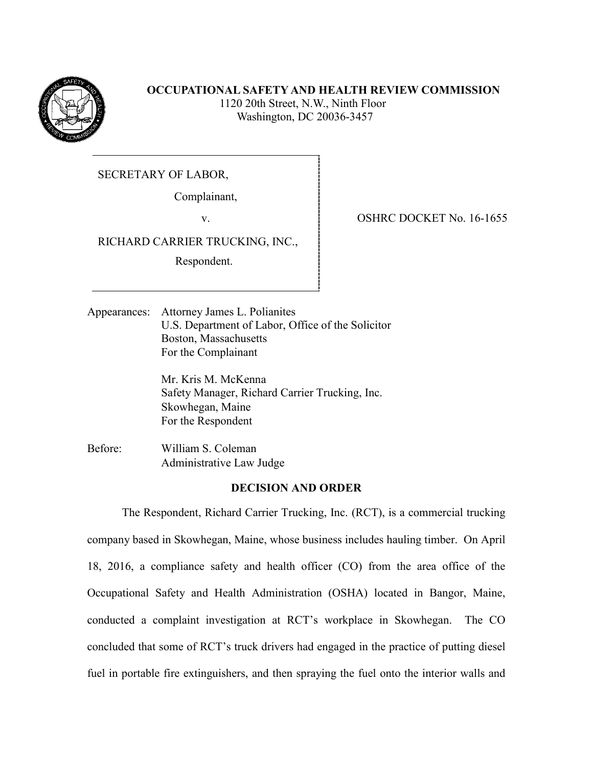**OCCUPATIONAL SAFETY AND HEALTH REVIEW COMMISSION**
1120 20th Street, N.W., Ninth Floor
Washington, DC 20036-3457

SECRETARY OF LABOR,

Complainant,

v.

RICHARD CARRIER TRUCKING, INC.,

Respondent.

OSHRC DOCKET No. 16-1655

Appearances: Attorney James L. Polianites
U.S. Department of Labor, Office of the Solicitor
Boston, Massachusetts
For the Complainant

Mr. Kris M. McKenna
Safety Manager, Richard Carrier Trucking, Inc.
Skowhegan, Maine
For the Respondent

Before: William S. Coleman
Administrative Law Judge

**DECISION AND ORDER**

The Respondent, Richard Carrier Trucking, Inc. (RCT), is a commercial trucking company based in Skowhegan, Maine, whose business includes hauling timber. On April 18, 2016, a compliance safety and health officer (CO) from the area office of the Occupational Safety and Health Administration (OSHA) located in Bangor, Maine, conducted a complaint investigation at RCT's workplace in Skowhegan. The CO concluded that some of RCT's truck drivers had engaged in the practice of putting diesel fuel in portable fire extinguishers, and then spraying the fuel onto the interior walls and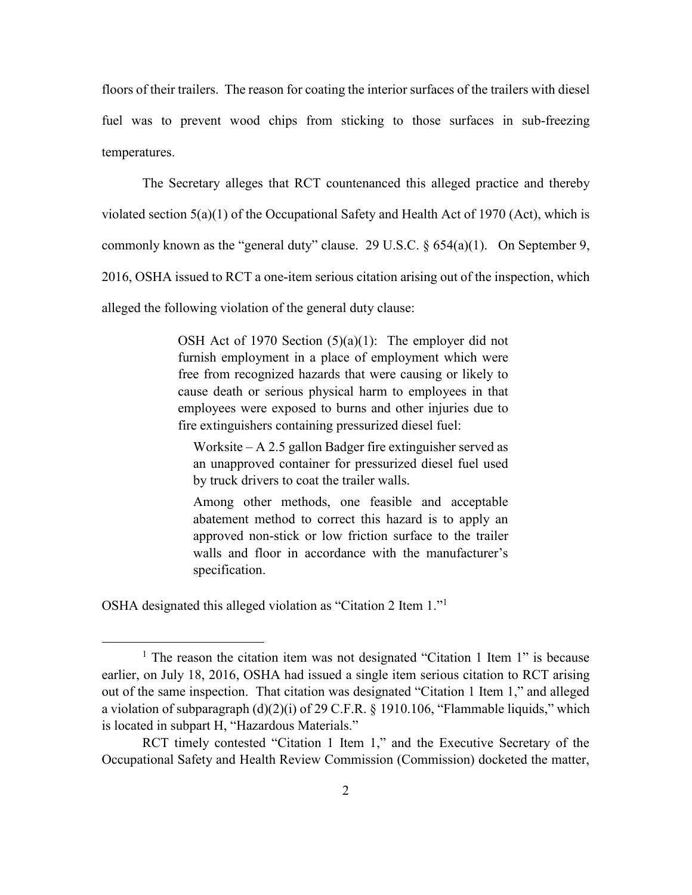floors of their trailers. The reason for coating the interior surfaces of the trailers with diesel fuel was to prevent wood chips from sticking to those surfaces in sub-freezing temperatures.

The Secretary alleges that RCT countenanced this alleged practice and thereby violated section 5(a)(1) of the Occupational Safety and Health Act of 1970 (Act), which is commonly known as the "general duty" clause. 29 U.S.C. § 654(a)(1). On September 9, 2016, OSHA issued to RCT a one-item serious citation arising out of the inspection, which alleged the following violation of the general duty clause:

> OSH Act of 1970 Section (5)(a)(1): The employer did not furnish employment in a place of employment which were free from recognized hazards that were causing or likely to cause death or serious physical harm to employees in that employees were exposed to burns and other injuries due to fire extinguishers containing pressurized diesel fuel:
>
> Worksite – A 2.5 gallon Badger fire extinguisher served as an unapproved container for pressurized diesel fuel used by truck drivers to coat the trailer walls.
>
> Among other methods, one feasible and acceptable abatement method to correct this hazard is to apply an approved non-stick or low friction surface to the trailer walls and floor in accordance with the manufacturer's specification.

OSHA designated this alleged violation as "Citation 2 Item 1."[1]

---

[1] The reason the citation item was not designated "Citation 1 Item 1" is because earlier, on July 18, 2016, OSHA had issued a single item serious citation to RCT arising out of the same inspection. That citation was designated "Citation 1 Item 1," and alleged a violation of subparagraph (d)(2)(i) of 29 C.F.R. § 1910.106, "Flammable liquids," which is located in subpart H, "Hazardous Materials."

RCT timely contested "Citation 1 Item 1," and the Executive Secretary of the Occupational Safety and Health Review Commission (Commission) docketed the matter,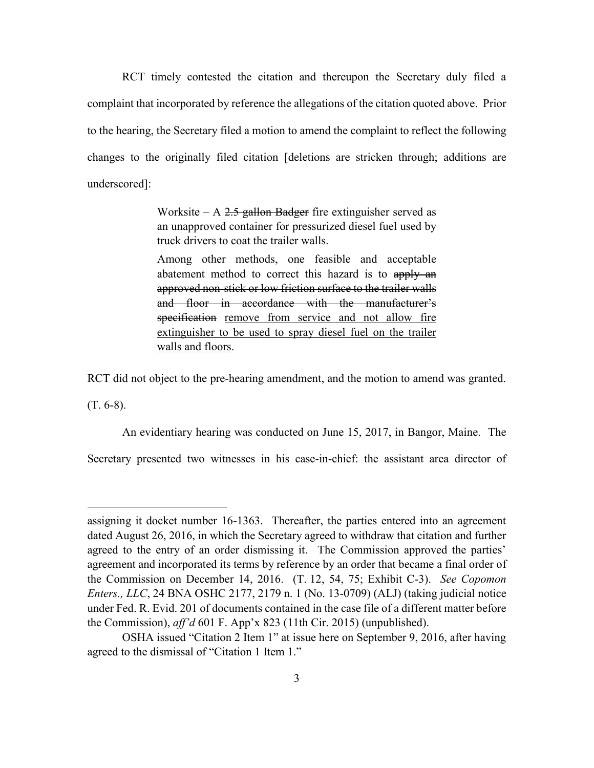RCT timely contested the citation and thereupon the Secretary duly filed a complaint that incorporated by reference the allegations of the citation quoted above. Prior to the hearing, the Secretary filed a motion to amend the complaint to reflect the following changes to the originally filed citation [deletions are stricken through; additions are underscored]:

> Worksite – A ~~2.5 gallon Badger~~ fire extinguisher served as an unapproved container for pressurized diesel fuel used by truck drivers to coat the trailer walls.
>
> Among other methods, one feasible and acceptable abatement method to correct this hazard is to ~~apply an approved non-stick or low friction surface to the trailer walls and floor in accordance with the manufacturer's specification~~ <u>remove from service and not allow fire extinguisher to be used to spray diesel fuel on the trailer walls and floors</u>.

RCT did not object to the pre-hearing amendment, and the motion to amend was granted. (T. 6-8).

An evidentiary hearing was conducted on June 15, 2017, in Bangor, Maine. The Secretary presented two witnesses in his case-in-chief: the assistant area director of

---

assigning it docket number 16-1363. Thereafter, the parties entered into an agreement dated August 26, 2016, in which the Secretary agreed to withdraw that citation and further agreed to the entry of an order dismissing it. The Commission approved the parties' agreement and incorporated its terms by reference by an order that became a final order of the Commission on December 14, 2016. (T. 12, 54, 75; Exhibit C-3). *See Copomon Enters., LLC*, 24 BNA OSHC 2177, 2179 n. 1 (No. 13-0709) (ALJ) (taking judicial notice under Fed. R. Evid. 201 of documents contained in the case file of a different matter before the Commission), *aff'd* 601 F. App'x 823 (11th Cir. 2015) (unpublished).

OSHA issued "Citation 2 Item 1" at issue here on September 9, 2016, after having agreed to the dismissal of "Citation 1 Item 1."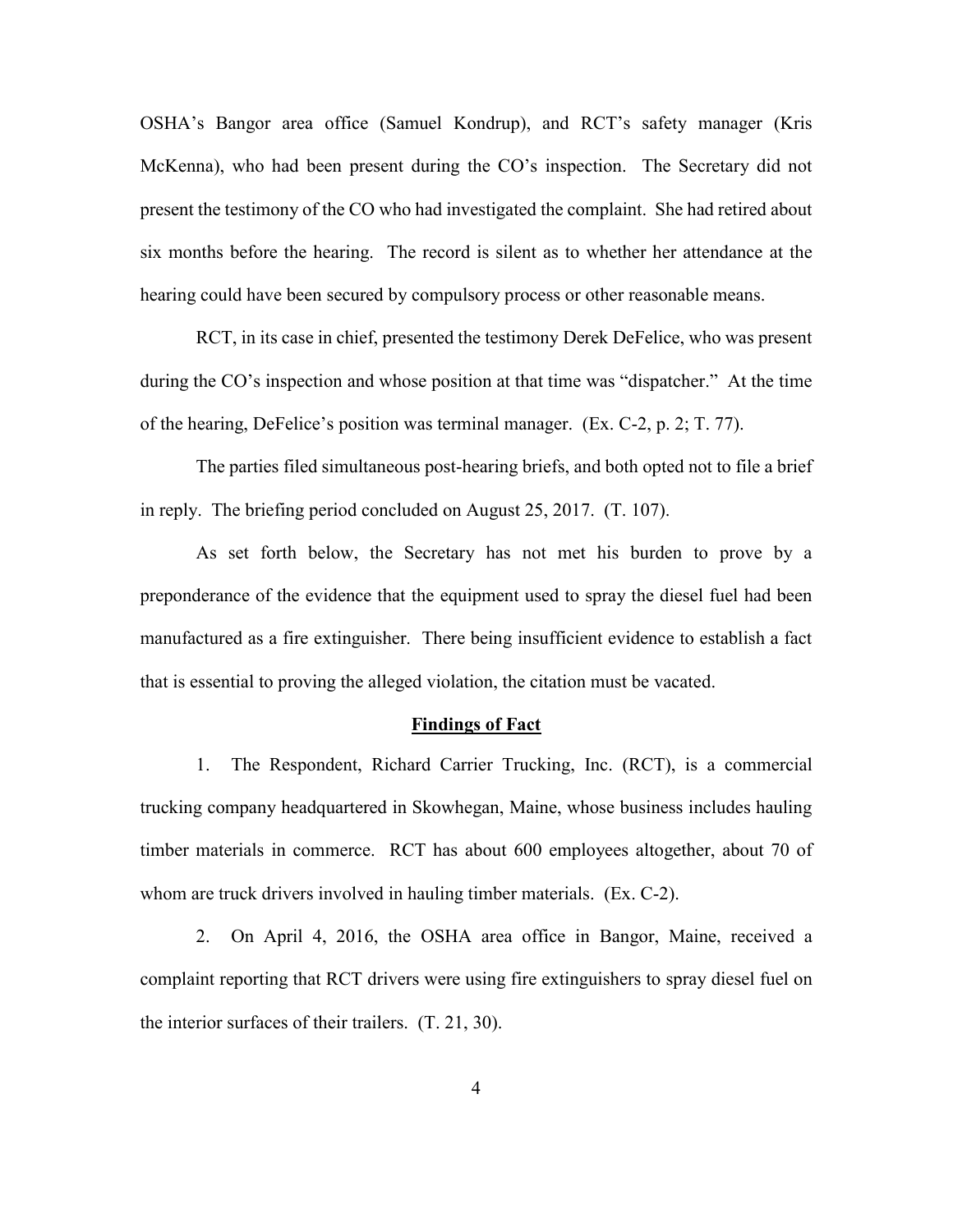OSHA's Bangor area office (Samuel Kondrup), and RCT's safety manager (Kris McKenna), who had been present during the CO's inspection. The Secretary did not present the testimony of the CO who had investigated the complaint. She had retired about six months before the hearing. The record is silent as to whether her attendance at the hearing could have been secured by compulsory process or other reasonable means.

RCT, in its case in chief, presented the testimony Derek DeFelice, who was present during the CO's inspection and whose position at that time was "dispatcher." At the time of the hearing, DeFelice's position was terminal manager. (Ex. C-2, p. 2; T. 77).

The parties filed simultaneous post-hearing briefs, and both opted not to file a brief in reply. The briefing period concluded on August 25, 2017. (T. 107).

As set forth below, the Secretary has not met his burden to prove by a preponderance of the evidence that the equipment used to spray the diesel fuel had been manufactured as a fire extinguisher. There being insufficient evidence to establish a fact that is essential to proving the alleged violation, the citation must be vacated.

## Findings of Fact

1. The Respondent, Richard Carrier Trucking, Inc. (RCT), is a commercial trucking company headquartered in Skowhegan, Maine, whose business includes hauling timber materials in commerce. RCT has about 600 employees altogether, about 70 of whom are truck drivers involved in hauling timber materials. (Ex. C-2).

2. On April 4, 2016, the OSHA area office in Bangor, Maine, received a complaint reporting that RCT drivers were using fire extinguishers to spray diesel fuel on the interior surfaces of their trailers. (T. 21, 30).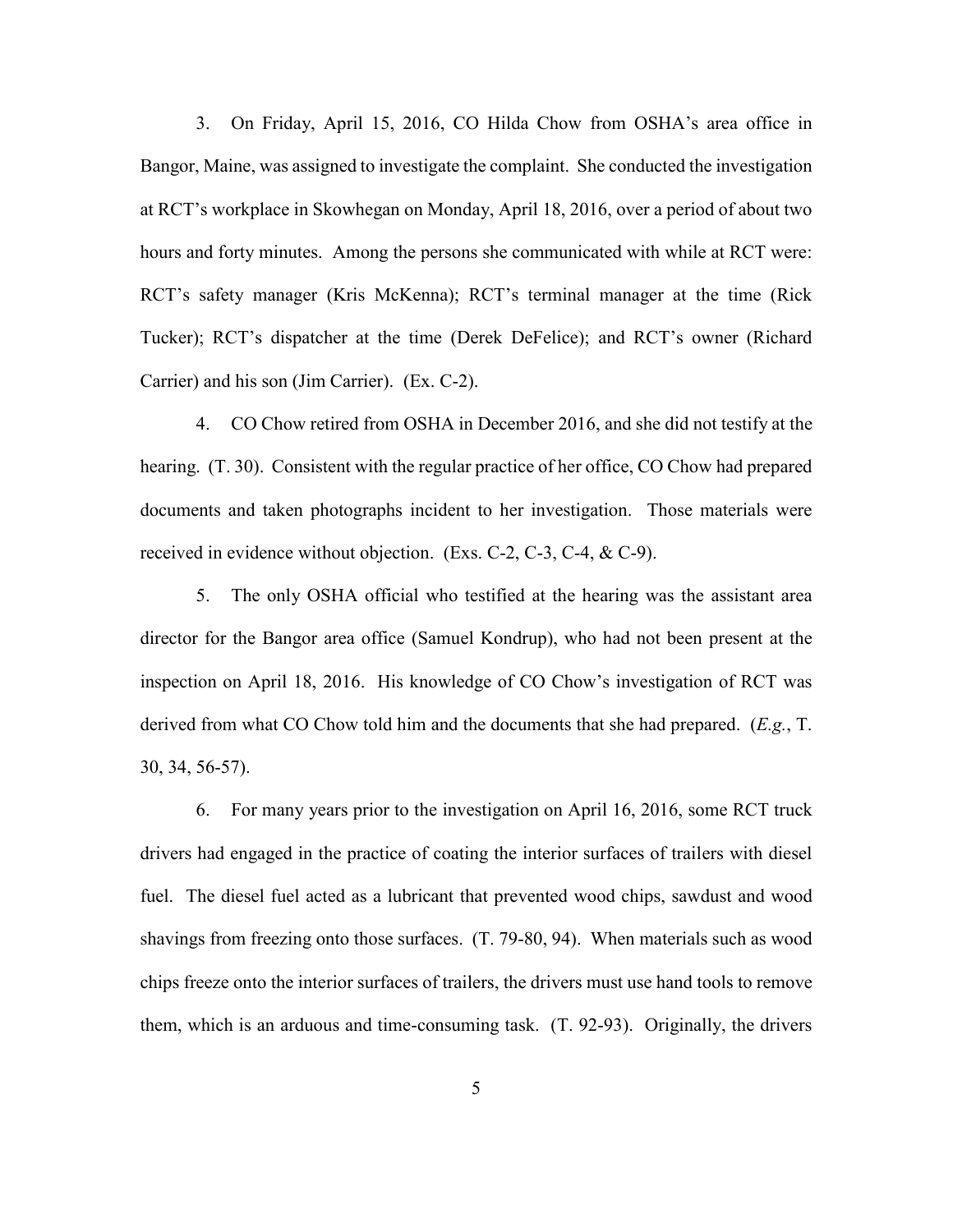3. On Friday, April 15, 2016, CO Hilda Chow from OSHA's area office in Bangor, Maine, was assigned to investigate the complaint. She conducted the investigation at RCT's workplace in Skowhegan on Monday, April 18, 2016, over a period of about two hours and forty minutes. Among the persons she communicated with while at RCT were: RCT's safety manager (Kris McKenna); RCT's terminal manager at the time (Rick Tucker); RCT's dispatcher at the time (Derek DeFelice); and RCT's owner (Richard Carrier) and his son (Jim Carrier). (Ex. C-2).

4. CO Chow retired from OSHA in December 2016, and she did not testify at the hearing. (T. 30). Consistent with the regular practice of her office, CO Chow had prepared documents and taken photographs incident to her investigation. Those materials were received in evidence without objection. (Exs. C-2, C-3, C-4, & C-9).

5. The only OSHA official who testified at the hearing was the assistant area director for the Bangor area office (Samuel Kondrup), who had not been present at the inspection on April 18, 2016. His knowledge of CO Chow's investigation of RCT was derived from what CO Chow told him and the documents that she had prepared. (*E.g.*, T. 30, 34, 56-57).

6. For many years prior to the investigation on April 16, 2016, some RCT truck drivers had engaged in the practice of coating the interior surfaces of trailers with diesel fuel. The diesel fuel acted as a lubricant that prevented wood chips, sawdust and wood shavings from freezing onto those surfaces. (T. 79-80, 94). When materials such as wood chips freeze onto the interior surfaces of trailers, the drivers must use hand tools to remove them, which is an arduous and time-consuming task. (T. 92-93). Originally, the drivers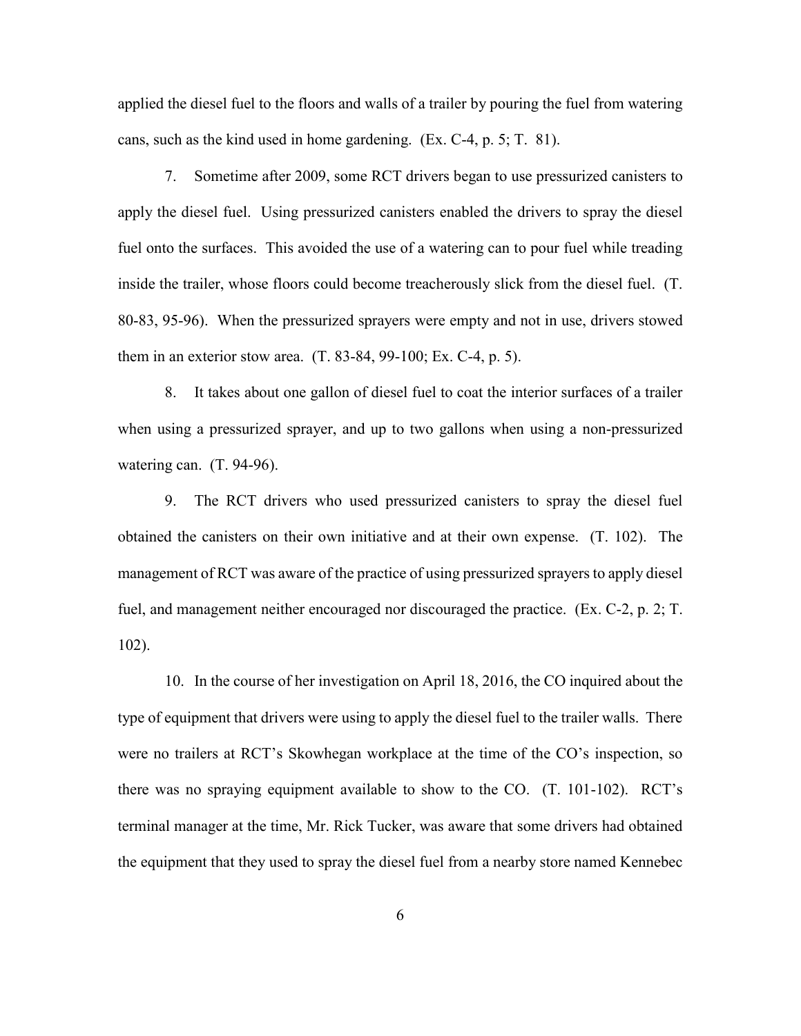applied the diesel fuel to the floors and walls of a trailer by pouring the fuel from watering cans, such as the kind used in home gardening. (Ex. C-4, p. 5; T. 81).

7. Sometime after 2009, some RCT drivers began to use pressurized canisters to apply the diesel fuel. Using pressurized canisters enabled the drivers to spray the diesel fuel onto the surfaces. This avoided the use of a watering can to pour fuel while treading inside the trailer, whose floors could become treacherously slick from the diesel fuel. (T. 80-83, 95-96). When the pressurized sprayers were empty and not in use, drivers stowed them in an exterior stow area. (T. 83-84, 99-100; Ex. C-4, p. 5).

8. It takes about one gallon of diesel fuel to coat the interior surfaces of a trailer when using a pressurized sprayer, and up to two gallons when using a non-pressurized watering can. (T. 94-96).

9. The RCT drivers who used pressurized canisters to spray the diesel fuel obtained the canisters on their own initiative and at their own expense. (T. 102). The management of RCT was aware of the practice of using pressurized sprayers to apply diesel fuel, and management neither encouraged nor discouraged the practice. (Ex. C-2, p. 2; T. 102).

10. In the course of her investigation on April 18, 2016, the CO inquired about the type of equipment that drivers were using to apply the diesel fuel to the trailer walls. There were no trailers at RCT's Skowhegan workplace at the time of the CO's inspection, so there was no spraying equipment available to show to the CO. (T. 101-102). RCT's terminal manager at the time, Mr. Rick Tucker, was aware that some drivers had obtained the equipment that they used to spray the diesel fuel from a nearby store named Kennebec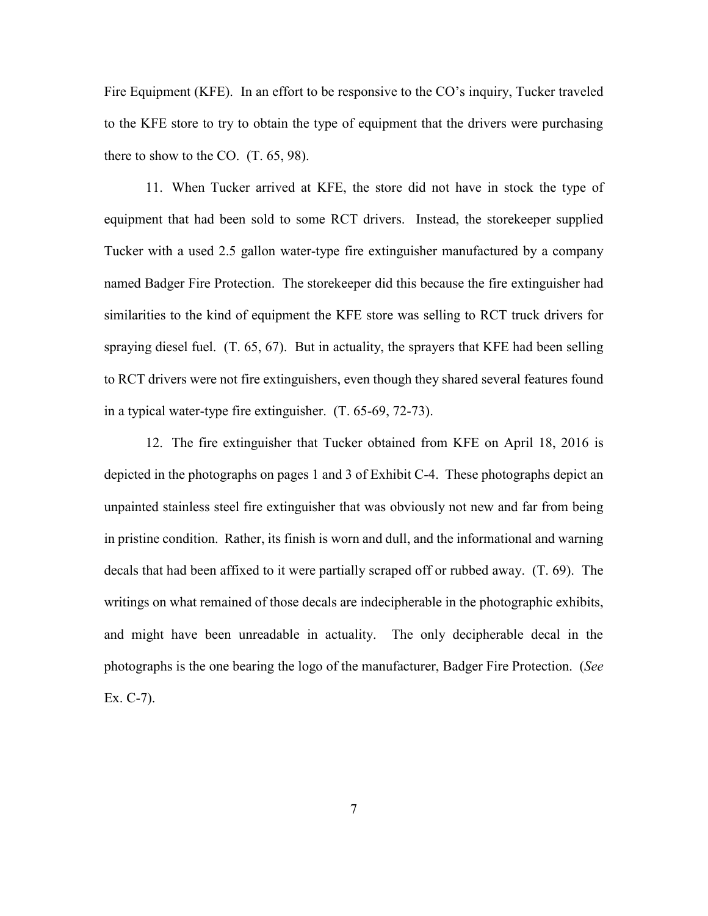Fire Equipment (KFE). In an effort to be responsive to the CO's inquiry, Tucker traveled to the KFE store to try to obtain the type of equipment that the drivers were purchasing there to show to the CO. (T. 65, 98).

11. When Tucker arrived at KFE, the store did not have in stock the type of equipment that had been sold to some RCT drivers. Instead, the storekeeper supplied Tucker with a used 2.5 gallon water-type fire extinguisher manufactured by a company named Badger Fire Protection. The storekeeper did this because the fire extinguisher had similarities to the kind of equipment the KFE store was selling to RCT truck drivers for spraying diesel fuel. (T. 65, 67). But in actuality, the sprayers that KFE had been selling to RCT drivers were not fire extinguishers, even though they shared several features found in a typical water-type fire extinguisher. (T. 65-69, 72-73).

12. The fire extinguisher that Tucker obtained from KFE on April 18, 2016 is depicted in the photographs on pages 1 and 3 of Exhibit C-4. These photographs depict an unpainted stainless steel fire extinguisher that was obviously not new and far from being in pristine condition. Rather, its finish is worn and dull, and the informational and warning decals that had been affixed to it were partially scraped off or rubbed away. (T. 69). The writings on what remained of those decals are indecipherable in the photographic exhibits, and might have been unreadable in actuality. The only decipherable decal in the photographs is the one bearing the logo of the manufacturer, Badger Fire Protection. (*See* Ex. C-7).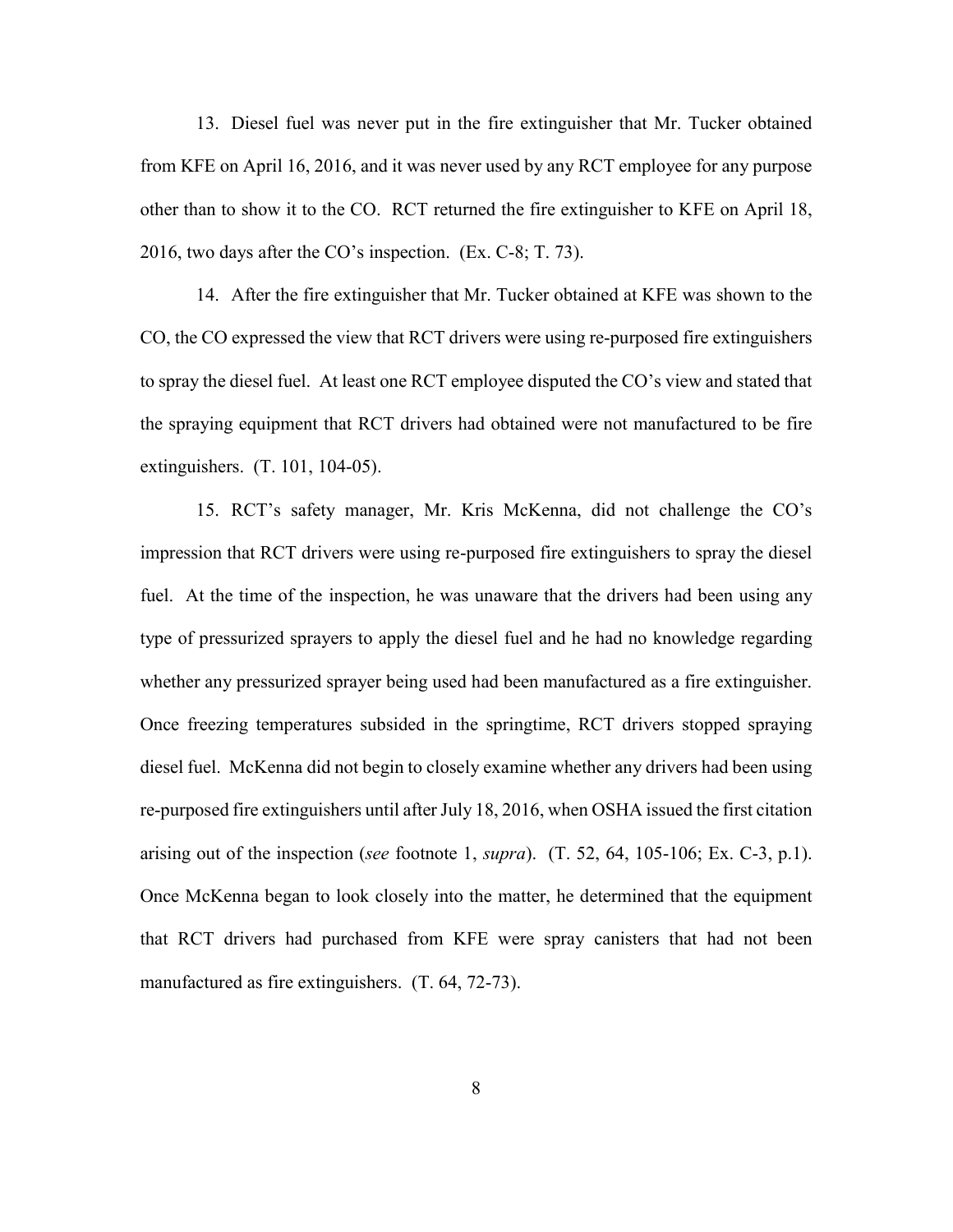13. Diesel fuel was never put in the fire extinguisher that Mr. Tucker obtained from KFE on April 16, 2016, and it was never used by any RCT employee for any purpose other than to show it to the CO. RCT returned the fire extinguisher to KFE on April 18, 2016, two days after the CO's inspection. (Ex. C-8; T. 73).

14. After the fire extinguisher that Mr. Tucker obtained at KFE was shown to the CO, the CO expressed the view that RCT drivers were using re-purposed fire extinguishers to spray the diesel fuel. At least one RCT employee disputed the CO's view and stated that the spraying equipment that RCT drivers had obtained were not manufactured to be fire extinguishers. (T. 101, 104-05).

15. RCT's safety manager, Mr. Kris McKenna, did not challenge the CO's impression that RCT drivers were using re-purposed fire extinguishers to spray the diesel fuel. At the time of the inspection, he was unaware that the drivers had been using any type of pressurized sprayers to apply the diesel fuel and he had no knowledge regarding whether any pressurized sprayer being used had been manufactured as a fire extinguisher. Once freezing temperatures subsided in the springtime, RCT drivers stopped spraying diesel fuel. McKenna did not begin to closely examine whether any drivers had been using re-purposed fire extinguishers until after July 18, 2016, when OSHA issued the first citation arising out of the inspection (*see* footnote 1, *supra*). (T. 52, 64, 105-106; Ex. C-3, p.1). Once McKenna began to look closely into the matter, he determined that the equipment that RCT drivers had purchased from KFE were spray canisters that had not been manufactured as fire extinguishers. (T. 64, 72-73).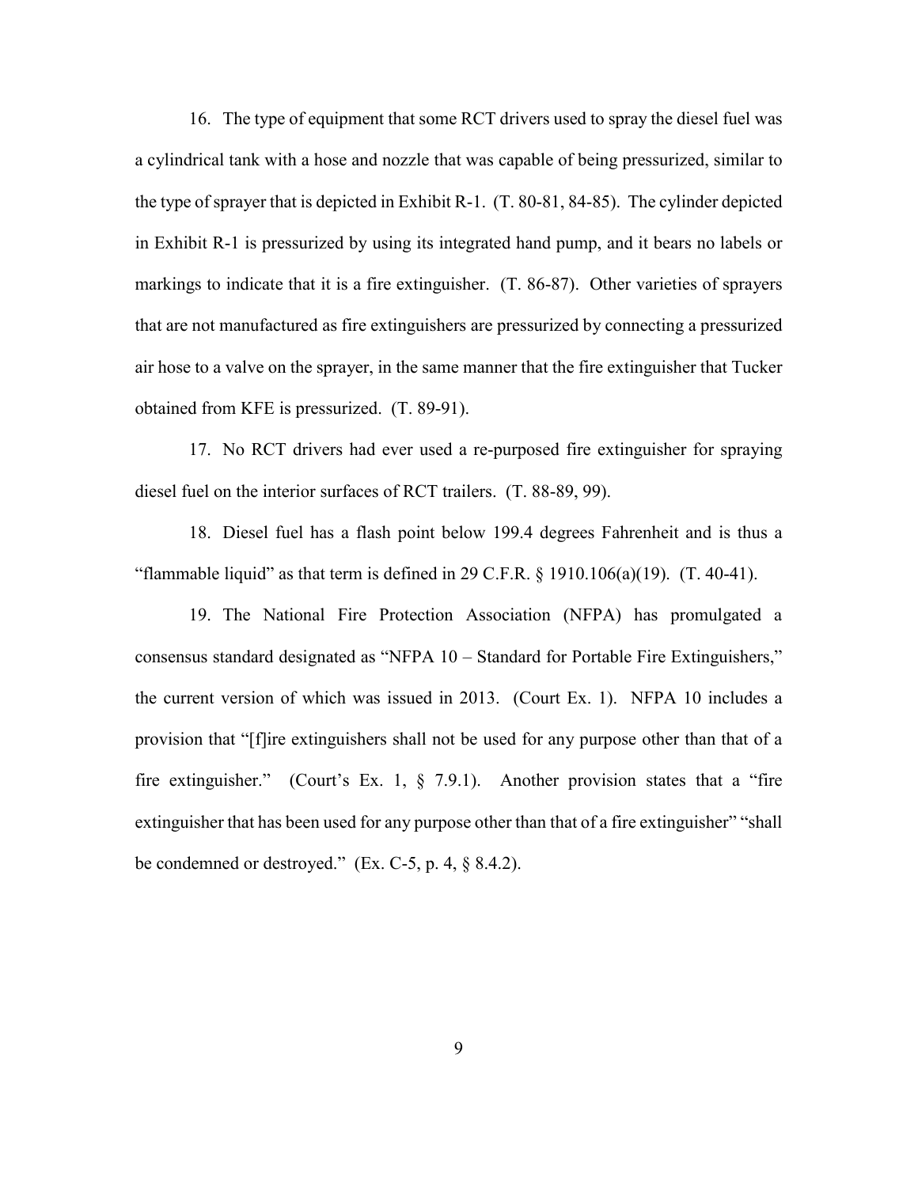16. The type of equipment that some RCT drivers used to spray the diesel fuel was a cylindrical tank with a hose and nozzle that was capable of being pressurized, similar to the type of sprayer that is depicted in Exhibit R-1. (T. 80-81, 84-85). The cylinder depicted in Exhibit R-1 is pressurized by using its integrated hand pump, and it bears no labels or markings to indicate that it is a fire extinguisher. (T. 86-87). Other varieties of sprayers that are not manufactured as fire extinguishers are pressurized by connecting a pressurized air hose to a valve on the sprayer, in the same manner that the fire extinguisher that Tucker obtained from KFE is pressurized. (T. 89-91).

17. No RCT drivers had ever used a re-purposed fire extinguisher for spraying diesel fuel on the interior surfaces of RCT trailers. (T. 88-89, 99).

18. Diesel fuel has a flash point below 199.4 degrees Fahrenheit and is thus a "flammable liquid" as that term is defined in 29 C.F.R. § 1910.106(a)(19). (T. 40-41).

19. The National Fire Protection Association (NFPA) has promulgated a consensus standard designated as "NFPA 10 – Standard for Portable Fire Extinguishers," the current version of which was issued in 2013. (Court Ex. 1). NFPA 10 includes a provision that "[f]ire extinguishers shall not be used for any purpose other than that of a fire extinguisher." (Court's Ex. 1, § 7.9.1). Another provision states that a "fire extinguisher that has been used for any purpose other than that of a fire extinguisher" "shall be condemned or destroyed." (Ex. C-5, p. 4, § 8.4.2).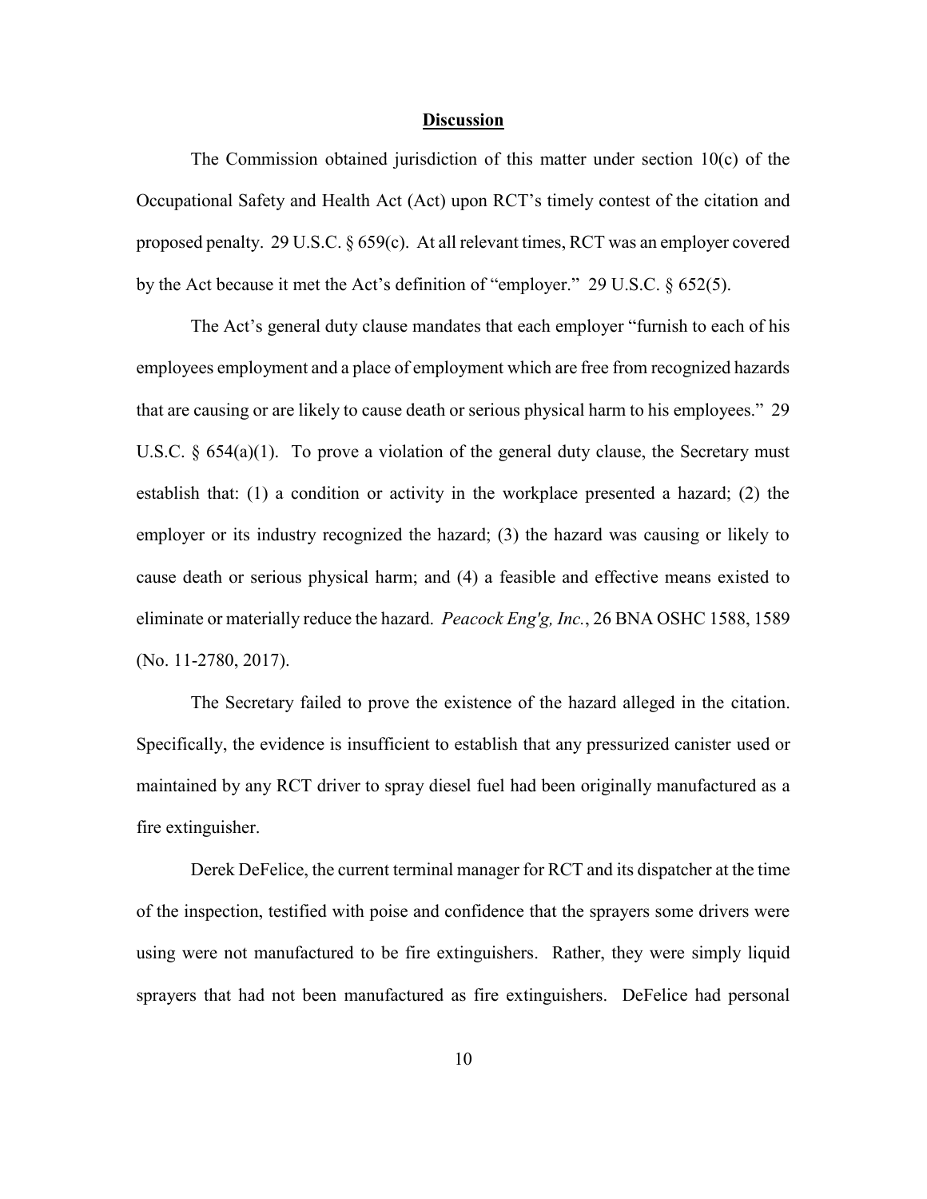## **Discussion**

The Commission obtained jurisdiction of this matter under section 10(c) of the Occupational Safety and Health Act (Act) upon RCT's timely contest of the citation and proposed penalty. 29 U.S.C. § 659(c). At all relevant times, RCT was an employer covered by the Act because it met the Act's definition of "employer." 29 U.S.C. § 652(5).

The Act's general duty clause mandates that each employer "furnish to each of his employees employment and a place of employment which are free from recognized hazards that are causing or are likely to cause death or serious physical harm to his employees." 29 U.S.C. § 654(a)(1). To prove a violation of the general duty clause, the Secretary must establish that: (1) a condition or activity in the workplace presented a hazard; (2) the employer or its industry recognized the hazard; (3) the hazard was causing or likely to cause death or serious physical harm; and (4) a feasible and effective means existed to eliminate or materially reduce the hazard. *Peacock Eng'g, Inc.*, 26 BNA OSHC 1588, 1589 (No. 11-2780, 2017).

The Secretary failed to prove the existence of the hazard alleged in the citation. Specifically, the evidence is insufficient to establish that any pressurized canister used or maintained by any RCT driver to spray diesel fuel had been originally manufactured as a fire extinguisher.

Derek DeFelice, the current terminal manager for RCT and its dispatcher at the time of the inspection, testified with poise and confidence that the sprayers some drivers were using were not manufactured to be fire extinguishers. Rather, they were simply liquid sprayers that had not been manufactured as fire extinguishers. DeFelice had personal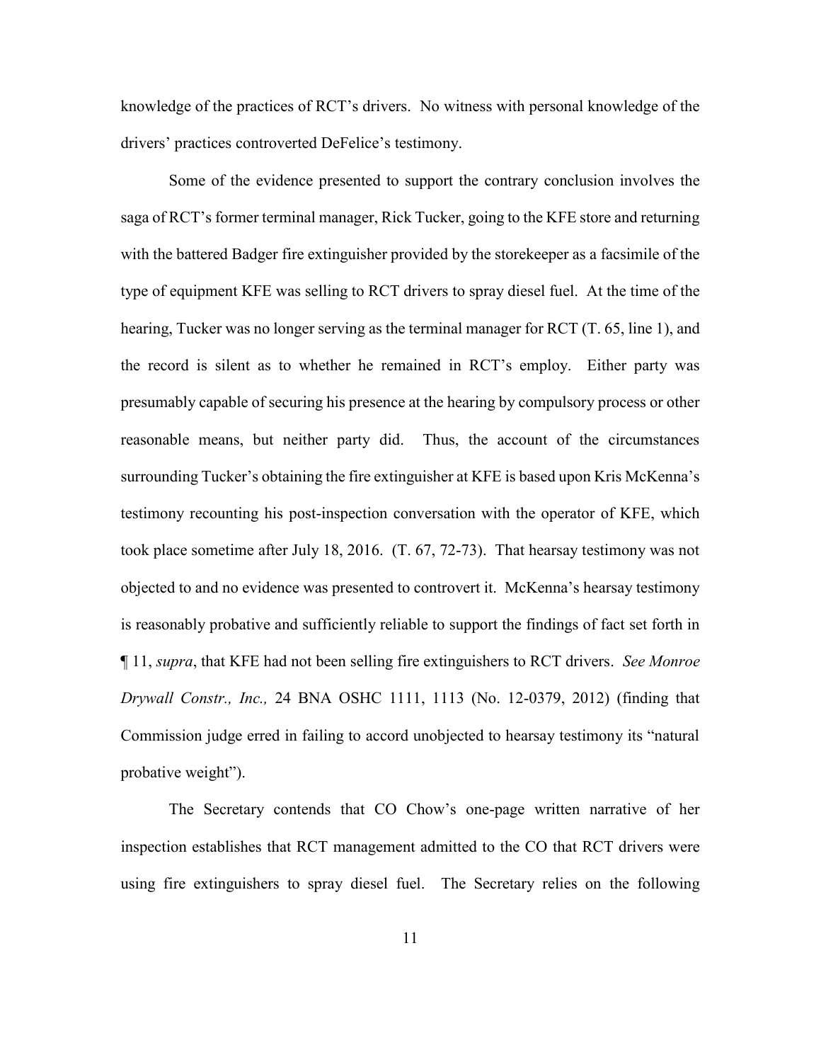knowledge of the practices of RCT's drivers. No witness with personal knowledge of the drivers' practices controverted DeFelice's testimony.

Some of the evidence presented to support the contrary conclusion involves the saga of RCT's former terminal manager, Rick Tucker, going to the KFE store and returning with the battered Badger fire extinguisher provided by the storekeeper as a facsimile of the type of equipment KFE was selling to RCT drivers to spray diesel fuel. At the time of the hearing, Tucker was no longer serving as the terminal manager for RCT (T. 65, line 1), and the record is silent as to whether he remained in RCT's employ. Either party was presumably capable of securing his presence at the hearing by compulsory process or other reasonable means, but neither party did. Thus, the account of the circumstances surrounding Tucker's obtaining the fire extinguisher at KFE is based upon Kris McKenna's testimony recounting his post-inspection conversation with the operator of KFE, which took place sometime after July 18, 2016. (T. 67, 72-73). That hearsay testimony was not objected to and no evidence was presented to controvert it. McKenna's hearsay testimony is reasonably probative and sufficiently reliable to support the findings of fact set forth in ¶ 11, *supra*, that KFE had not been selling fire extinguishers to RCT drivers. *See Monroe Drywall Constr., Inc.,* 24 BNA OSHC 1111, 1113 (No. 12-0379, 2012) (finding that Commission judge erred in failing to accord unobjected to hearsay testimony its "natural probative weight").

The Secretary contends that CO Chow's one-page written narrative of her inspection establishes that RCT management admitted to the CO that RCT drivers were using fire extinguishers to spray diesel fuel. The Secretary relies on the following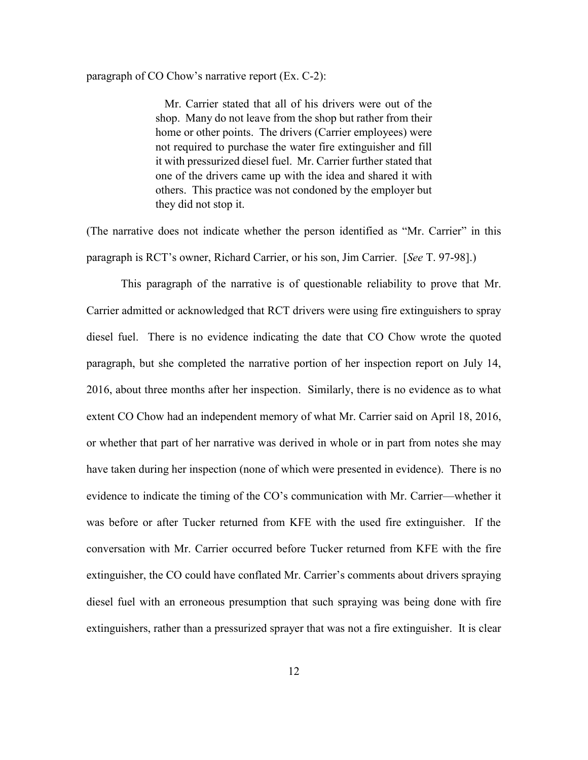paragraph of CO Chow's narrative report (Ex. C-2):

> Mr. Carrier stated that all of his drivers were out of the shop. Many do not leave from the shop but rather from their home or other points. The drivers (Carrier employees) were not required to purchase the water fire extinguisher and fill it with pressurized diesel fuel. Mr. Carrier further stated that one of the drivers came up with the idea and shared it with others. This practice was not condoned by the employer but they did not stop it.

(The narrative does not indicate whether the person identified as "Mr. Carrier" in this paragraph is RCT's owner, Richard Carrier, or his son, Jim Carrier. [*See* T. 97-98].)

This paragraph of the narrative is of questionable reliability to prove that Mr. Carrier admitted or acknowledged that RCT drivers were using fire extinguishers to spray diesel fuel. There is no evidence indicating the date that CO Chow wrote the quoted paragraph, but she completed the narrative portion of her inspection report on July 14, 2016, about three months after her inspection. Similarly, there is no evidence as to what extent CO Chow had an independent memory of what Mr. Carrier said on April 18, 2016, or whether that part of her narrative was derived in whole or in part from notes she may have taken during her inspection (none of which were presented in evidence). There is no evidence to indicate the timing of the CO's communication with Mr. Carrier—whether it was before or after Tucker returned from KFE with the used fire extinguisher. If the conversation with Mr. Carrier occurred before Tucker returned from KFE with the fire extinguisher, the CO could have conflated Mr. Carrier's comments about drivers spraying diesel fuel with an erroneous presumption that such spraying was being done with fire extinguishers, rather than a pressurized sprayer that was not a fire extinguisher. It is clear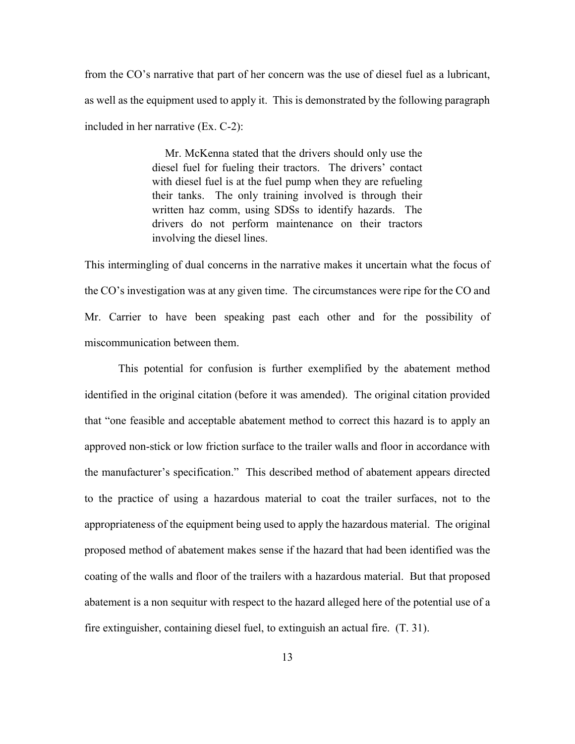from the CO's narrative that part of her concern was the use of diesel fuel as a lubricant, as well as the equipment used to apply it. This is demonstrated by the following paragraph included in her narrative (Ex. C-2):

> Mr. McKenna stated that the drivers should only use the diesel fuel for fueling their tractors. The drivers' contact with diesel fuel is at the fuel pump when they are refueling their tanks. The only training involved is through their written haz comm, using SDSs to identify hazards. The drivers do not perform maintenance on their tractors involving the diesel lines.

This intermingling of dual concerns in the narrative makes it uncertain what the focus of the CO's investigation was at any given time. The circumstances were ripe for the CO and Mr. Carrier to have been speaking past each other and for the possibility of miscommunication between them.

This potential for confusion is further exemplified by the abatement method identified in the original citation (before it was amended). The original citation provided that "one feasible and acceptable abatement method to correct this hazard is to apply an approved non-stick or low friction surface to the trailer walls and floor in accordance with the manufacturer's specification." This described method of abatement appears directed to the practice of using a hazardous material to coat the trailer surfaces, not to the appropriateness of the equipment being used to apply the hazardous material. The original proposed method of abatement makes sense if the hazard that had been identified was the coating of the walls and floor of the trailers with a hazardous material. But that proposed abatement is a non sequitur with respect to the hazard alleged here of the potential use of a fire extinguisher, containing diesel fuel, to extinguish an actual fire. (T. 31).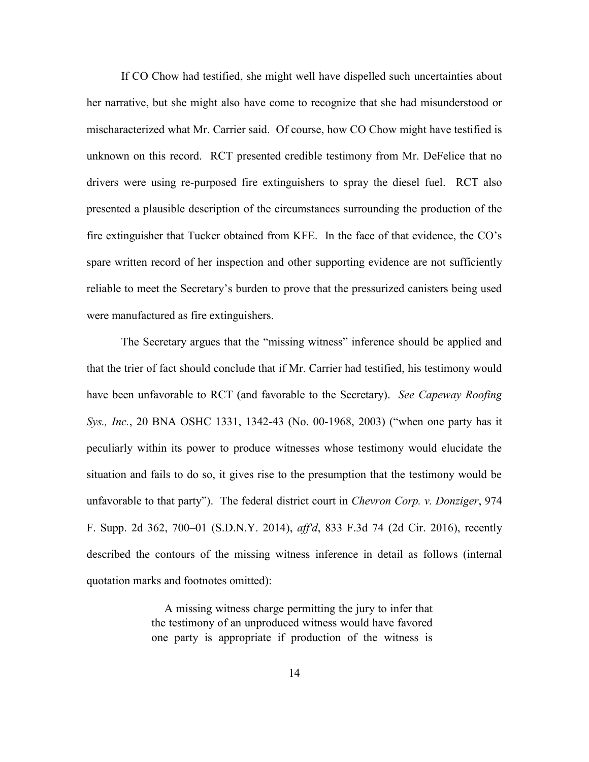If CO Chow had testified, she might well have dispelled such uncertainties about her narrative, but she might also have come to recognize that she had misunderstood or mischaracterized what Mr. Carrier said. Of course, how CO Chow might have testified is unknown on this record. RCT presented credible testimony from Mr. DeFelice that no drivers were using re-purposed fire extinguishers to spray the diesel fuel. RCT also presented a plausible description of the circumstances surrounding the production of the fire extinguisher that Tucker obtained from KFE. In the face of that evidence, the CO's spare written record of her inspection and other supporting evidence are not sufficiently reliable to meet the Secretary's burden to prove that the pressurized canisters being used were manufactured as fire extinguishers.

The Secretary argues that the "missing witness" inference should be applied and that the trier of fact should conclude that if Mr. Carrier had testified, his testimony would have been unfavorable to RCT (and favorable to the Secretary). *See Capeway Roofing Sys., Inc.*, 20 BNA OSHC 1331, 1342-43 (No. 00-1968, 2003) ("when one party has it peculiarly within its power to produce witnesses whose testimony would elucidate the situation and fails to do so, it gives rise to the presumption that the testimony would be unfavorable to that party"). The federal district court in *Chevron Corp. v. Donziger*, 974 F. Supp. 2d 362, 700–01 (S.D.N.Y. 2014), *aff'd*, 833 F.3d 74 (2d Cir. 2016), recently described the contours of the missing witness inference in detail as follows (internal quotation marks and footnotes omitted):

> A missing witness charge permitting the jury to infer that the testimony of an unproduced witness would have favored one party is appropriate if production of the witness is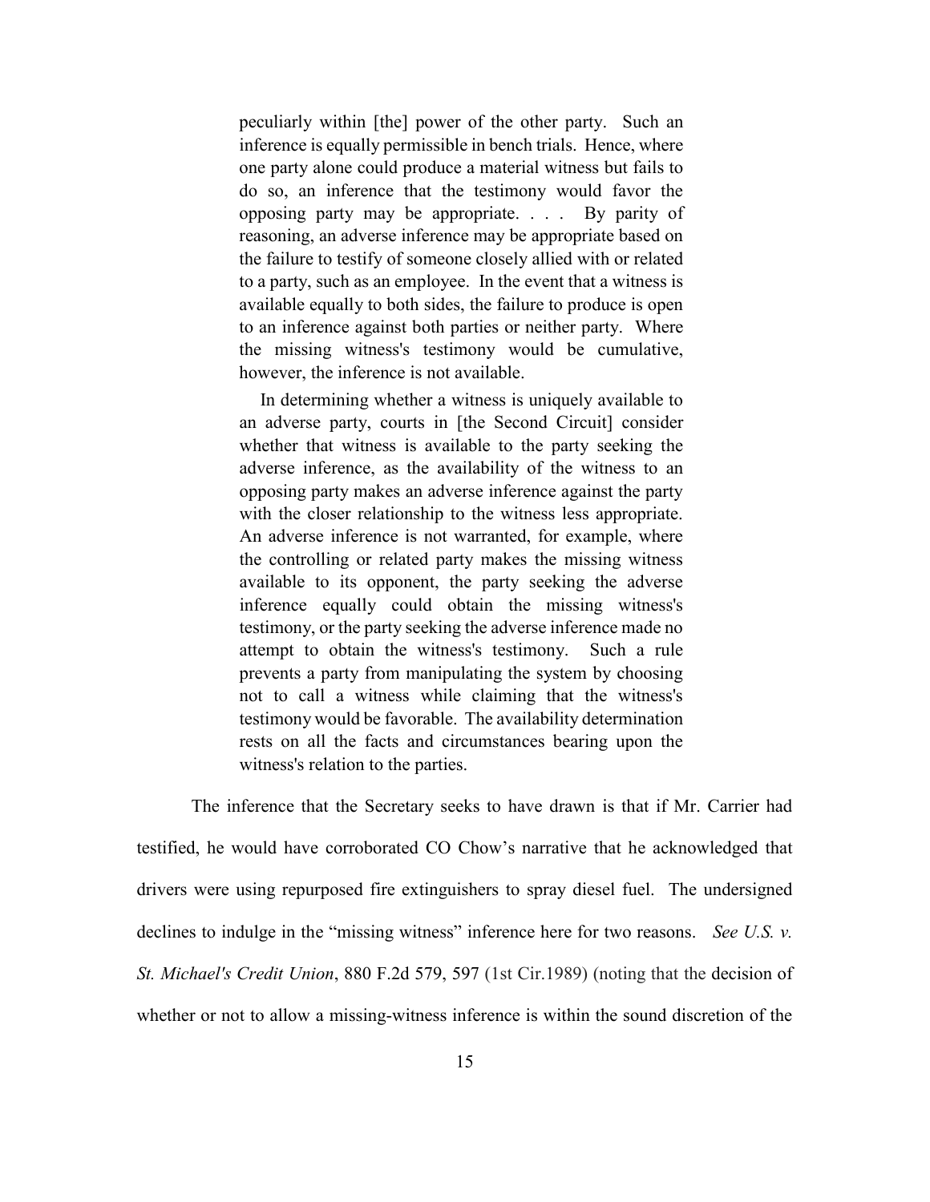> peculiarly within [the] power of the other party. Such an inference is equally permissible in bench trials. Hence, where one party alone could produce a material witness but fails to do so, an inference that the testimony would favor the opposing party may be appropriate. . . . By parity of reasoning, an adverse inference may be appropriate based on the failure to testify of someone closely allied with or related to a party, such as an employee. In the event that a witness is available equally to both sides, the failure to produce is open to an inference against both parties or neither party. Where the missing witness's testimony would be cumulative, however, the inference is not available.
>
> In determining whether a witness is uniquely available to an adverse party, courts in [the Second Circuit] consider whether that witness is available to the party seeking the adverse inference, as the availability of the witness to an opposing party makes an adverse inference against the party with the closer relationship to the witness less appropriate. An adverse inference is not warranted, for example, where the controlling or related party makes the missing witness available to its opponent, the party seeking the adverse inference equally could obtain the missing witness's testimony, or the party seeking the adverse inference made no attempt to obtain the witness's testimony. Such a rule prevents a party from manipulating the system by choosing not to call a witness while claiming that the witness's testimony would be favorable. The availability determination rests on all the facts and circumstances bearing upon the witness's relation to the parties.

The inference that the Secretary seeks to have drawn is that if Mr. Carrier had testified, he would have corroborated CO Chow's narrative that he acknowledged that drivers were using repurposed fire extinguishers to spray diesel fuel. The undersigned declines to indulge in the "missing witness" inference here for two reasons. *See U.S. v. St. Michael's Credit Union*, 880 F.2d 579, 597 (1st Cir.1989) (noting that the decision of whether or not to allow a missing-witness inference is within the sound discretion of the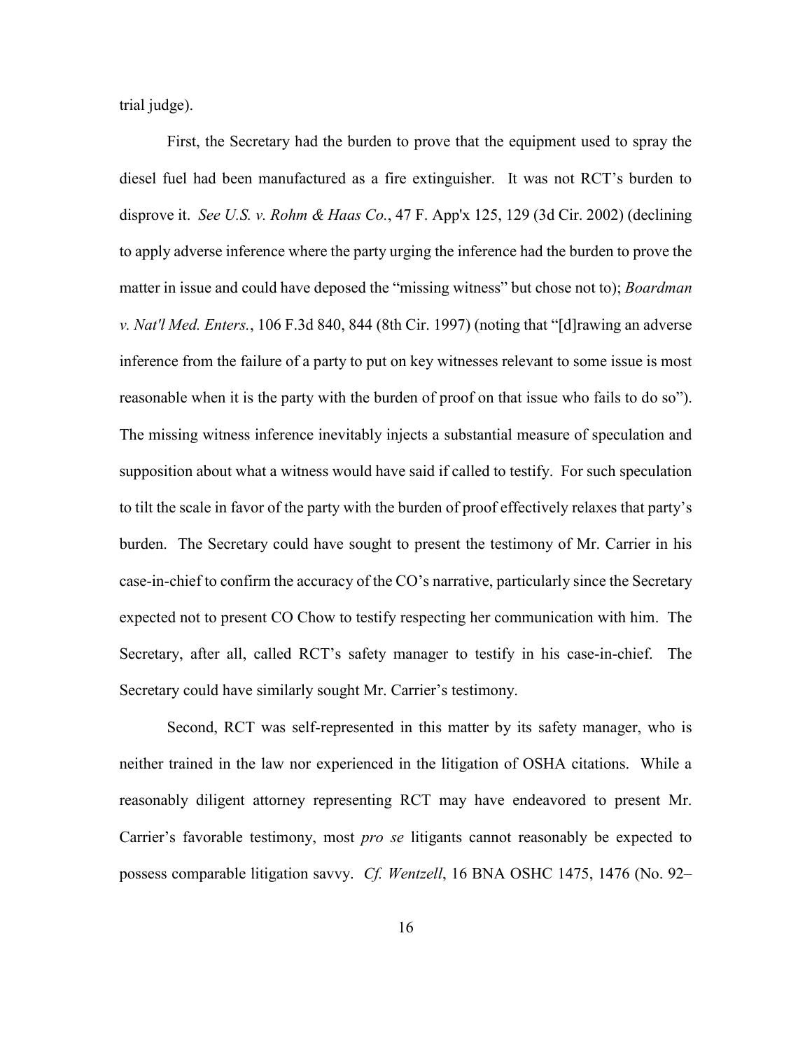trial judge).

First, the Secretary had the burden to prove that the equipment used to spray the diesel fuel had been manufactured as a fire extinguisher. It was not RCT's burden to disprove it. *See U.S. v. Rohm & Haas Co.*, 47 F. App'x 125, 129 (3d Cir. 2002) (declining to apply adverse inference where the party urging the inference had the burden to prove the matter in issue and could have deposed the "missing witness" but chose not to); *Boardman v. Nat'l Med. Enters.*, 106 F.3d 840, 844 (8th Cir. 1997) (noting that "[d]rawing an adverse inference from the failure of a party to put on key witnesses relevant to some issue is most reasonable when it is the party with the burden of proof on that issue who fails to do so"). The missing witness inference inevitably injects a substantial measure of speculation and supposition about what a witness would have said if called to testify. For such speculation to tilt the scale in favor of the party with the burden of proof effectively relaxes that party's burden. The Secretary could have sought to present the testimony of Mr. Carrier in his case-in-chief to confirm the accuracy of the CO's narrative, particularly since the Secretary expected not to present CO Chow to testify respecting her communication with him. The Secretary, after all, called RCT's safety manager to testify in his case-in-chief. The Secretary could have similarly sought Mr. Carrier's testimony.

Second, RCT was self-represented in this matter by its safety manager, who is neither trained in the law nor experienced in the litigation of OSHA citations. While a reasonably diligent attorney representing RCT may have endeavored to present Mr. Carrier's favorable testimony, most *pro se* litigants cannot reasonably be expected to possess comparable litigation savvy. *Cf. Wentzell*, 16 BNA OSHC 1475, 1476 (No. 92–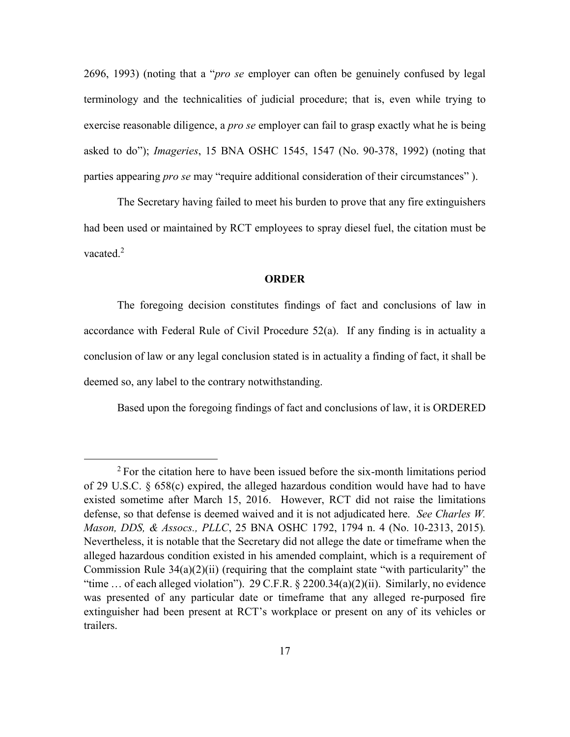2696, 1993) (noting that a "*pro se* employer can often be genuinely confused by legal terminology and the technicalities of judicial procedure; that is, even while trying to exercise reasonable diligence, a *pro se* employer can fail to grasp exactly what he is being asked to do"); *Imageries*, 15 BNA OSHC 1545, 1547 (No. 90-378, 1992) (noting that parties appearing *pro se* may "require additional consideration of their circumstances" ).

The Secretary having failed to meet his burden to prove that any fire extinguishers had been used or maintained by RCT employees to spray diesel fuel, the citation must be vacated.[2]

## ORDER

The foregoing decision constitutes findings of fact and conclusions of law in accordance with Federal Rule of Civil Procedure 52(a). If any finding is in actuality a conclusion of law or any legal conclusion stated is in actuality a finding of fact, it shall be deemed so, any label to the contrary notwithstanding.

Based upon the foregoing findings of fact and conclusions of law, it is ORDERED

---

[2] For the citation here to have been issued before the six-month limitations period of 29 U.S.C. § 658(c) expired, the alleged hazardous condition would have had to have existed sometime after March 15, 2016. However, RCT did not raise the limitations defense, so that defense is deemed waived and it is not adjudicated here. *See Charles W. Mason, DDS, & Assocs., PLLC*, 25 BNA OSHC 1792, 1794 n. 4 (No. 10-2313, 2015). Nevertheless, it is notable that the Secretary did not allege the date or timeframe when the alleged hazardous condition existed in his amended complaint, which is a requirement of Commission Rule 34(a)(2)(ii) (requiring that the complaint state "with particularity" the "time … of each alleged violation"). 29 C.F.R. § 2200.34(a)(2)(ii). Similarly, no evidence was presented of any particular date or timeframe that any alleged re-purposed fire extinguisher had been present at RCT's workplace or present on any of its vehicles or trailers.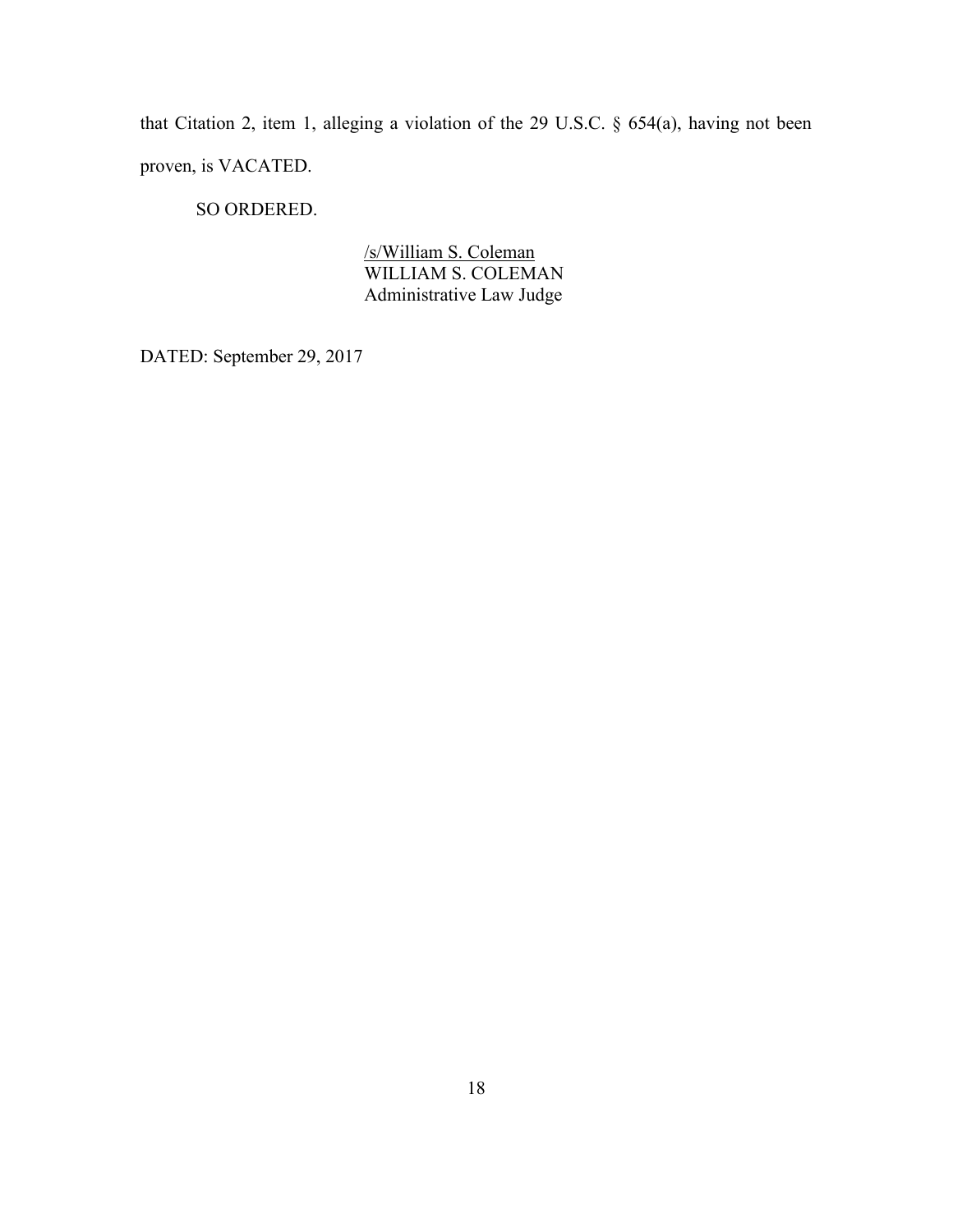that Citation 2, item 1, alleging a violation of the 29 U.S.C. § 654(a), having not been proven, is VACATED.

SO ORDERED.

/s/William S. Coleman
WILLIAM S. COLEMAN
Administrative Law Judge

DATED: September 29, 2017